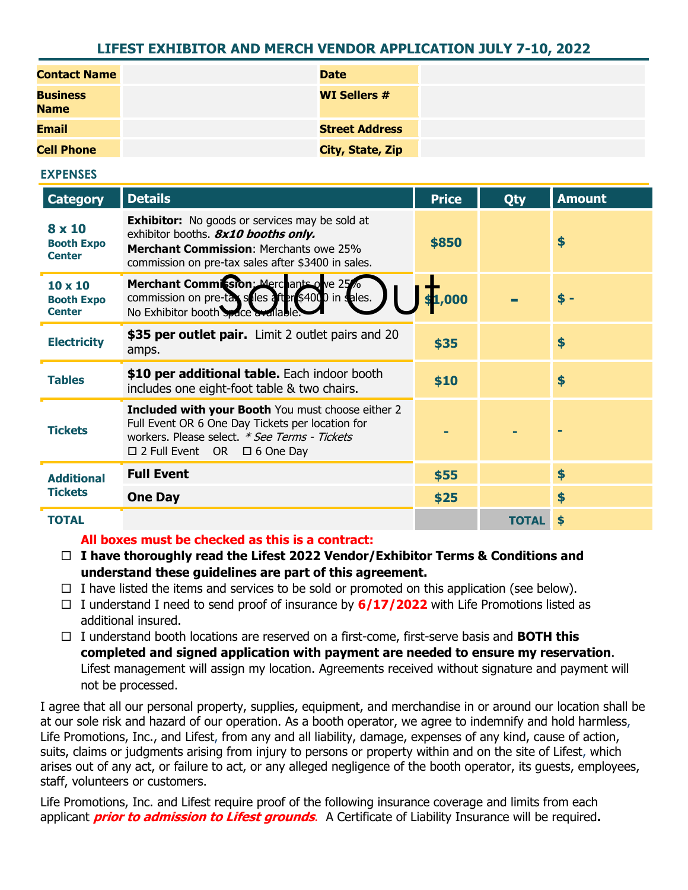## LIFEST EXHIBITOR AND MERCH VENDOR APPLICATION JULY 7-10, 2022

| | | | |
|---|---|---|---|
| **Contact Name** | | **Date** | |
| **Business Name** | | **WI Sellers #** | |
| **Email** | | **Street Address** | |
| **Cell Phone** | | **City, State, Zip** | |

### EXPENSES

| Category | Details | Price | Qty | Amount |
|---|---|---|---|---|
| **8 x 10** **Booth Expo Center** | **Exhibitor:** No goods or services may be sold at exhibitor booths. ***8x10 booths only.*** **Merchant Commission**: Merchants owe 25% commission on pre-tax sales after $3400 in sales. | $850 | | $ |
| **10 x 10** **Booth Expo Center** | **Merchant Commission**: Merchants owe 25% commission on pre-tax sales after $4000 in sales. No Exhibitor booth space available. Sold Out | $1,000 | - | $ - |
| **Electricity** | **$35 per outlet pair.** Limit 2 outlet pairs and 20 amps. | $35 | | $ |
| **Tables** | **$10 per additional table.** Each indoor booth includes one eight-foot table & two chairs. | $10 | | $ |
| **Tickets** | **Included with your Booth** You must choose either 2 Full Event OR 6 One Day Tickets per location for workers. Please select. *\* See Terms - Tickets* ☐ 2 Full Event OR ☐ 6 One Day | - | - | - |
| **Additional Tickets** | **Full Event** | $55 | | $ |
| | **One Day** | $25 | | $ |
| **TOTAL** | | | **TOTAL** | $ |

**All boxes must be checked as this is a contract:**

- ☐ **I have thoroughly read the Lifest 2022 Vendor/Exhibitor Terms & Conditions and understand these guidelines are part of this agreement.**
- ☐ I have listed the items and services to be sold or promoted on this application (see below).
- ☐ I understand I need to send proof of insurance by **6/17/2022** with Life Promotions listed as additional insured.
- ☐ I understand booth locations are reserved on a first-come, first-serve basis and **BOTH this completed and signed application with payment are needed to ensure my reservation**. Lifest management will assign my location. Agreements received without signature and payment will not be processed.

I agree that all our personal property, supplies, equipment, and merchandise in or around our location shall be at our sole risk and hazard of our operation. As a booth operator, we agree to indemnify and hold harmless, Life Promotions, Inc., and Lifest, from any and all liability, damage, expenses of any kind, cause of action, suits, claims or judgments arising from injury to persons or property within and on the site of Lifest, which arises out of any act, or failure to act, or any alleged negligence of the booth operator, its guests, employees, staff, volunteers or customers.

Life Promotions, Inc. and Lifest require proof of the following insurance coverage and limits from each applicant ***prior to admission to Lifest grounds***. A Certificate of Liability Insurance will be required**.**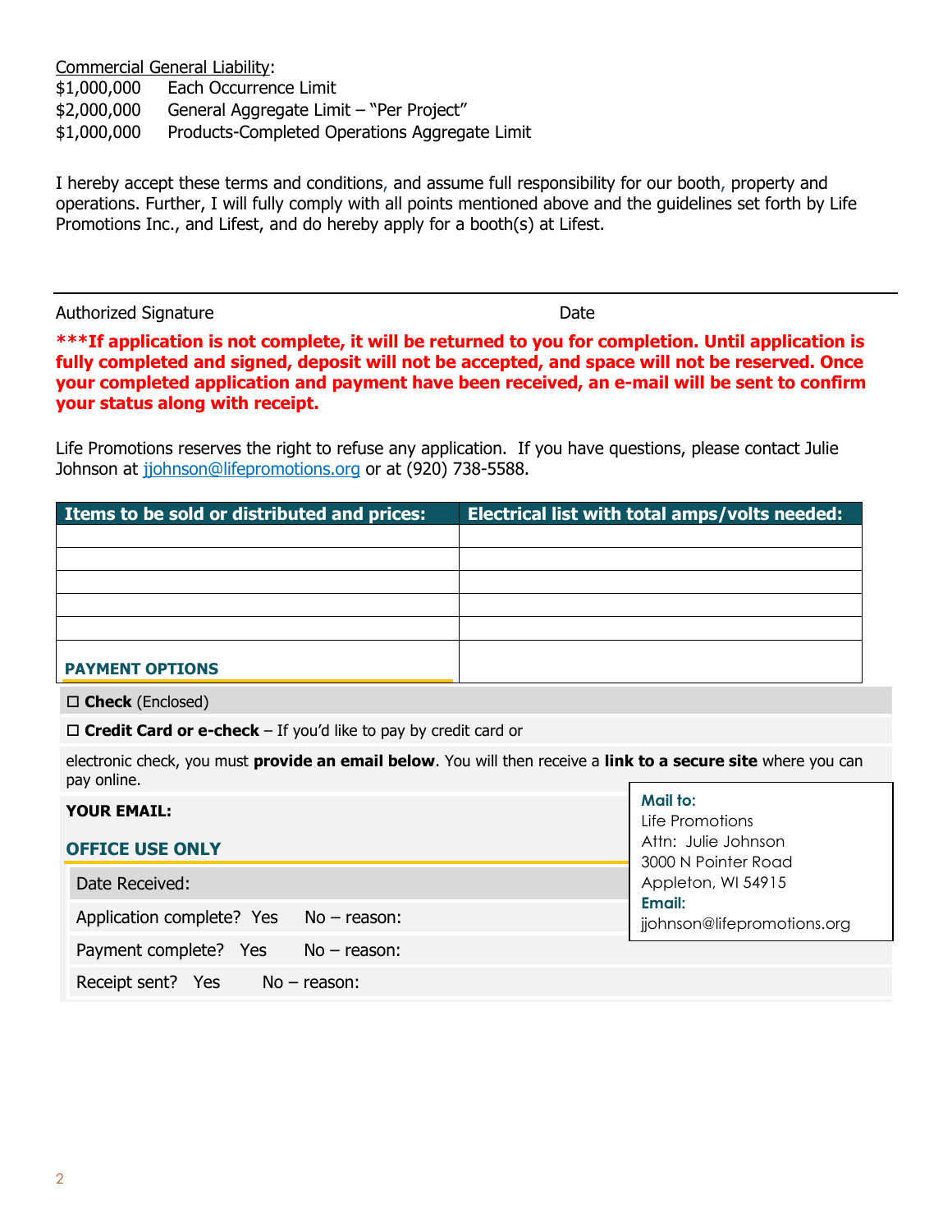Commercial General Liability:

$1,000,000 Each Occurrence Limit
$2,000,000 General Aggregate Limit – "Per Project"
$1,000,000 Products-Completed Operations Aggregate Limit

I hereby accept these terms and conditions, and assume full responsibility for our booth, property and operations. Further, I will fully comply with all points mentioned above and the guidelines set forth by Life Promotions Inc., and Lifest, and do hereby apply for a booth(s) at Lifest.

Authorized Signature Date

**\*\*\*If application is not complete, it will be returned to you for completion. Until application is fully completed and signed, deposit will not be accepted, and space will not be reserved. Once your completed application and payment have been received, an e-mail will be sent to confirm your status along with receipt.**

Life Promotions reserves the right to refuse any application. If you have questions, please contact Julie Johnson at jjohnson@lifepromotions.org or at (920) 738-5588.

| Items to be sold or distributed and prices: | Electrical list with total amps/volts needed: |
|---|---|
| | |
| | |
| | |
| | |
| | |
| | |

**PAYMENT OPTIONS**

☐ **Check** (Enclosed)

☐ **Credit Card or e-check** – If you'd like to pay by credit card or electronic check, you must **provide an email below**. You will then receive a **link to a secure site** where you can pay online.

**YOUR EMAIL:**

**Mail to:**
Life Promotions
Attn: Julie Johnson
3000 N Pointer Road
Appleton, WI 54915
**Email:**
jjohnson@lifepromotions.org

**OFFICE USE ONLY**

Date Received:

Application complete? Yes No – reason:

Payment complete? Yes No – reason:

Receipt sent? Yes No – reason: